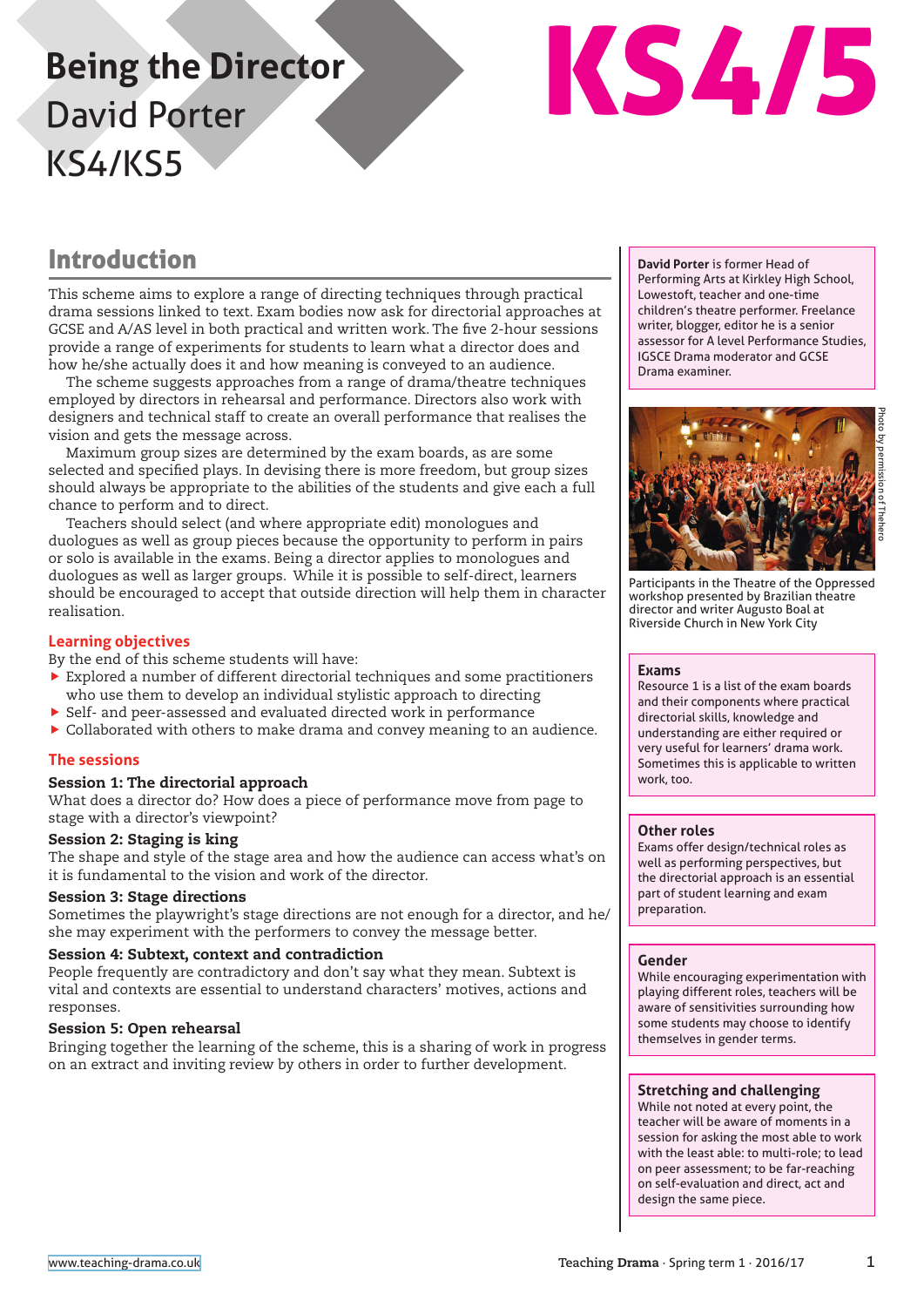# Being the Director
David Porter
KS4/KS5

KS4/5

## Introduction

This scheme aims to explore a range of directing techniques through practical drama sessions linked to text. Exam bodies now ask for directorial approaches at GCSE and A/AS level in both practical and written work. The five 2-hour sessions provide a range of experiments for students to learn what a director does and how he/she actually does it and how meaning is conveyed to an audience.

The scheme suggests approaches from a range of drama/theatre techniques employed by directors in rehearsal and performance. Directors also work with designers and technical staff to create an overall performance that realises the vision and gets the message across.

Maximum group sizes are determined by the exam boards, as are some selected and specified plays. In devising there is more freedom, but group sizes should always be appropriate to the abilities of the students and give each a full chance to perform and to direct.

Teachers should select (and where appropriate edit) monologues and duologues as well as group pieces because the opportunity to perform in pairs or solo is available in the exams. Being a director applies to monologues and duologues as well as larger groups. While it is possible to self-direct, learners should be encouraged to accept that outside direction will help them in character realisation.

### Learning objectives

By the end of this scheme students will have:

- Explored a number of different directorial techniques and some practitioners who use them to develop an individual stylistic approach to directing
- Self- and peer-assessed and evaluated directed work in performance
- Collaborated with others to make drama and convey meaning to an audience.

### The sessions

**Session 1: The directorial approach**
What does a director do? How does a piece of performance move from page to stage with a director's viewpoint?

**Session 2: Staging is king**
The shape and style of the stage area and how the audience can access what's on it is fundamental to the vision and work of the director.

**Session 3: Stage directions**
Sometimes the playwright's stage directions are not enough for a director, and he/she may experiment with the performers to convey the message better.

**Session 4: Subtext, context and contradiction**
People frequently are contradictory and don't say what they mean. Subtext is vital and contexts are essential to understand characters' motives, actions and responses.

**Session 5: Open rehearsal**
Bringing together the learning of the scheme, this is a sharing of work in progress on an extract and inviting review by others in order to further development.

**David Porter** is former Head of Performing Arts at Kirkley High School, Lowestoft, teacher and one-time children's theatre performer. Freelance writer, blogger, editor he is a senior assessor for A level Performance Studies, IGSCE Drama moderator and GCSE Drama examiner.

Photo by permission of Thehero

Participants in the Theatre of the Oppressed workshop presented by Brazilian theatre director and writer Augusto Boal at Riverside Church in New York City

**Exams**
Resource 1 is a list of the exam boards and their components where practical directorial skills, knowledge and understanding are either required or very useful for learners' drama work. Sometimes this is applicable to written work, too.

**Other roles**
Exams offer design/technical roles as well as performing perspectives, but the directorial approach is an essential part of student learning and exam preparation.

**Gender**
While encouraging experimentation with playing different roles, teachers will be aware of sensitivities surrounding how some students may choose to identify themselves in gender terms.

**Stretching and challenging**
While not noted at every point, the teacher will be aware of moments in a session for asking the most able to work with the least able: to multi-role; to lead on peer assessment; to be far-reaching on self-evaluation and direct, act and design the same piece.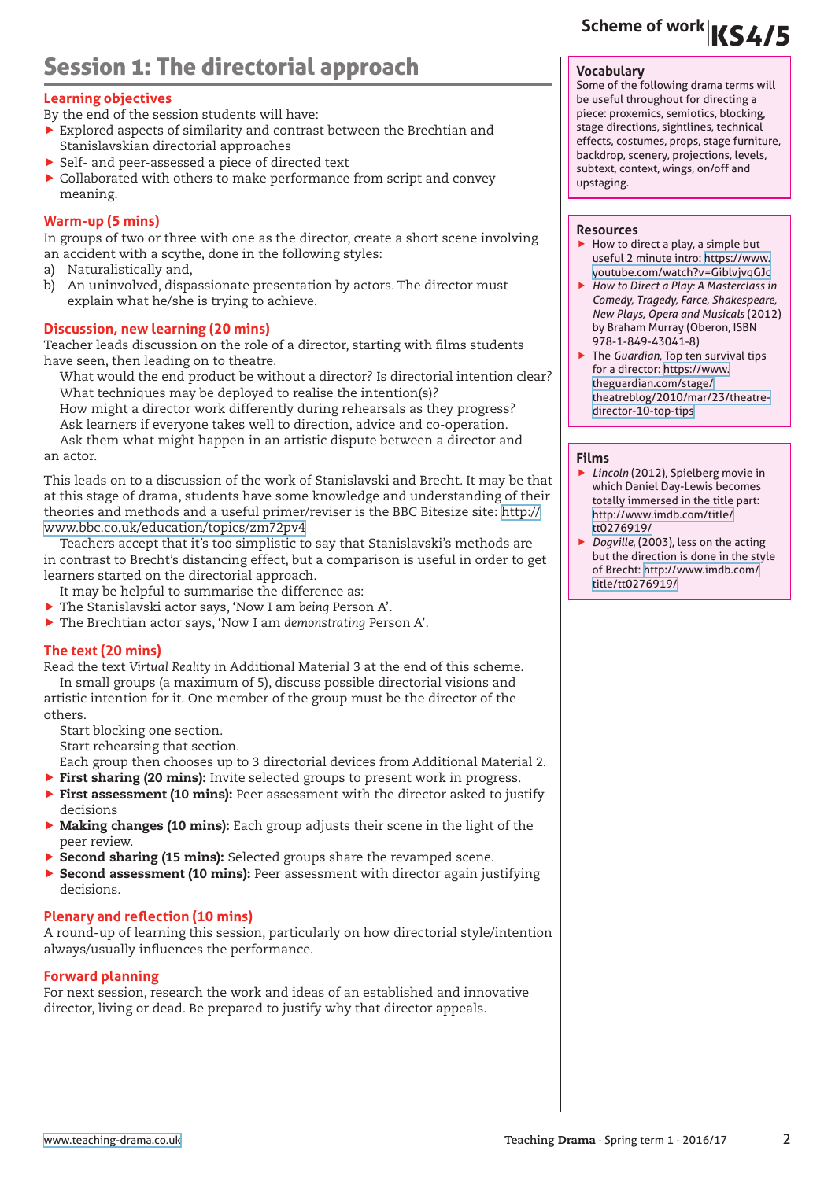# Session 1: The directorial approach

## Learning objectives

By the end of the session students will have:

- Explored aspects of similarity and contrast between the Brechtian and Stanislavskian directorial approaches
- Self- and peer-assessed a piece of directed text
- Collaborated with others to make performance from script and convey meaning.

## Warm-up (5 mins)

In groups of two or three with one as the director, create a short scene involving an accident with a scythe, done in the following styles:

a) Naturalistically and,
b) An uninvolved, dispassionate presentation by actors. The director must explain what he/she is trying to achieve.

## Discussion, new learning (20 mins)

Teacher leads discussion on the role of a director, starting with films students have seen, then leading on to theatre.

What would the end product be without a director? Is directorial intention clear?
What techniques may be deployed to realise the intention(s)?
How might a director work differently during rehearsals as they progress?
Ask learners if everyone takes well to direction, advice and co-operation.
Ask them what might happen in an artistic dispute between a director and an actor.

This leads on to a discussion of the work of Stanislavski and Brecht. It may be that at this stage of drama, students have some knowledge and understanding of their theories and methods and a useful primer/reviser is the BBC Bitesize site: http://www.bbc.co.uk/education/topics/zm72pv4

Teachers accept that it's too simplistic to say that Stanislavski's methods are in contrast to Brecht's distancing effect, but a comparison is useful in order to get learners started on the directorial approach.

It may be helpful to summarise the difference as:

- The Stanislavski actor says, 'Now I am *being* Person A'.
- The Brechtian actor says, 'Now I am *demonstrating* Person A'.

## The text (20 mins)

Read the text *Virtual Reality* in Additional Material 3 at the end of this scheme.

In small groups (a maximum of 5), discuss possible directorial visions and artistic intention for it. One member of the group must be the director of the others.

Start blocking one section.
Start rehearsing that section.
Each group then chooses up to 3 directorial devices from Additional Material 2.

- **First sharing (20 mins):** Invite selected groups to present work in progress.
- **First assessment (10 mins):** Peer assessment with the director asked to justify decisions
- **Making changes (10 mins):** Each group adjusts their scene in the light of the peer review.
- **Second sharing (15 mins):** Selected groups share the revamped scene.
- **Second assessment (10 mins):** Peer assessment with director again justifying decisions.

## Plenary and reflection (10 mins)

A round-up of learning this session, particularly on how directorial style/intention always/usually influences the performance.

## Forward planning

For next session, research the work and ideas of an established and innovative director, living or dead. Be prepared to justify why that director appeals.

### Vocabulary

Some of the following drama terms will be useful throughout for directing a piece: proxemics, semiotics, blocking, stage directions, sightlines, technical effects, costumes, props, stage furniture, backdrop, scenery, projections, levels, subtext, context, wings, on/off and upstaging.

### Resources

- How to direct a play, a simple but useful 2 minute intro: https://www.youtube.com/watch?v=GiblvjvqGJc
- *How to Direct a Play: A Masterclass in Comedy, Tragedy, Farce, Shakespeare, New Plays, Opera and Musicals* (2012) by Braham Murray (Oberon, ISBN 978-1-849-43041-8)
- The *Guardian*, Top ten survival tips for a director: https://www.theguardian.com/stage/theatreblog/2010/mar/23/theatre-director-10-top-tips

### Films

- *Lincoln* (2012), Spielberg movie in which Daniel Day-Lewis becomes totally immersed in the title part: http://www.imdb.com/title/tt0276919/
- *Dogville*, (2003), less on the acting but the direction is done in the style of Brecht: http://www.imdb.com/title/tt0276919/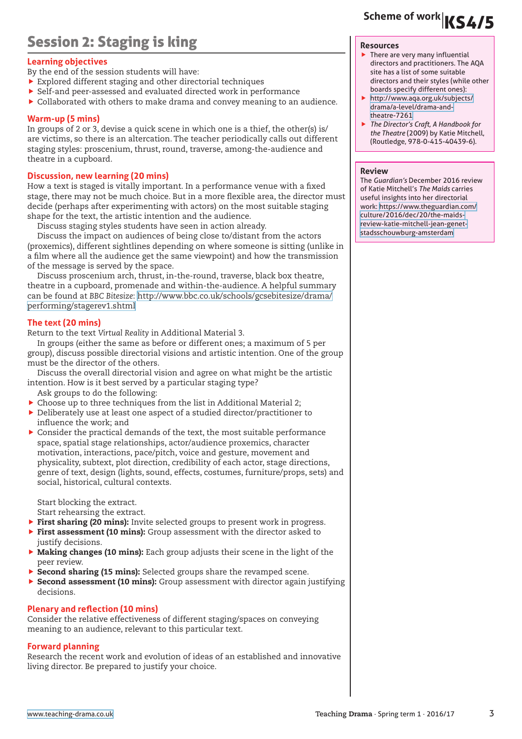# Session 2: Staging is king

## Learning objectives

By the end of the session students will have:

- Explored different staging and other directorial techniques
- Self-and peer-assessed and evaluated directed work in performance
- Collaborated with others to make drama and convey meaning to an audience.

## Warm-up (5 mins)

In groups of 2 or 3, devise a quick scene in which one is a thief, the other(s) is/are victims, so there is an altercation. The teacher periodically calls out different staging styles: proscenium, thrust, round, traverse, among-the-audience and theatre in a cupboard.

## Discussion, new learning (20 mins)

How a text is staged is vitally important. In a performance venue with a fixed stage, there may not be much choice. But in a more flexible area, the director must decide (perhaps after experimenting with actors) on the most suitable staging shape for the text, the artistic intention and the audience.

Discuss staging styles students have seen in action already.

Discuss the impact on audiences of being close to/distant from the actors (proxemics), different sightlines depending on where someone is sitting (unlike in a film where all the audience get the same viewpoint) and how the transmission of the message is served by the space.

Discuss proscenium arch, thrust, in-the-round, traverse, black box theatre, theatre in a cupboard, promenade and within-the-audience. A helpful summary can be found at *BBC Bitesize*: http://www.bbc.co.uk/schools/gcsebitesize/drama/performing/stagerev1.shtml

## The text (20 mins)

Return to the text *Virtual Reality* in Additional Material 3.

In groups (either the same as before or different ones; a maximum of 5 per group), discuss possible directorial visions and artistic intention. One of the group must be the director of the others.

Discuss the overall directorial vision and agree on what might be the artistic intention. How is it best served by a particular staging type?

Ask groups to do the following:

- Choose up to three techniques from the list in Additional Material 2;
- Deliberately use at least one aspect of a studied director/practitioner to influence the work; and
- Consider the practical demands of the text, the most suitable performance space, spatial stage relationships, actor/audience proxemics, character motivation, interactions, pace/pitch, voice and gesture, movement and physicality, subtext, plot direction, credibility of each actor, stage directions, genre of text, design (lights, sound, effects, costumes, furniture/props, sets) and social, historical, cultural contexts.

Start blocking the extract.

Start rehearsing the extract.

- **First sharing (20 mins):** Invite selected groups to present work in progress.
- **First assessment (10 mins):** Group assessment with the director asked to justify decisions.
- **Making changes (10 mins):** Each group adjusts their scene in the light of the peer review.
- **Second sharing (15 mins):** Selected groups share the revamped scene.
- **Second assessment (10 mins):** Group assessment with director again justifying decisions.

## Plenary and reflection (10 mins)

Consider the relative effectiveness of different staging/spaces on conveying meaning to an audience, relevant to this particular text.

## Forward planning

Research the recent work and evolution of ideas of an established and innovative living director. Be prepared to justify your choice.

### Resources

- There are very many influential directors and practitioners. The AQA site has a list of some suitable directors and their styles (while other boards specify different ones):
- http://www.aqa.org.uk/subjects/drama/a-level/drama-and-theatre-7261
- *The Director's Craft, A Handbook for the Theatre* (2009) by Katie Mitchell, (Routledge, 978-0-415-40439-6).

### Review

The *Guardian's* December 2016 review of Katie Mitchell's *The Maids* carries useful insights into her directorial work: https://www.theguardian.com/culture/2016/dec/20/the-maids-review-katie-mitchell-jean-genet-stadsschouwburg-amsterdam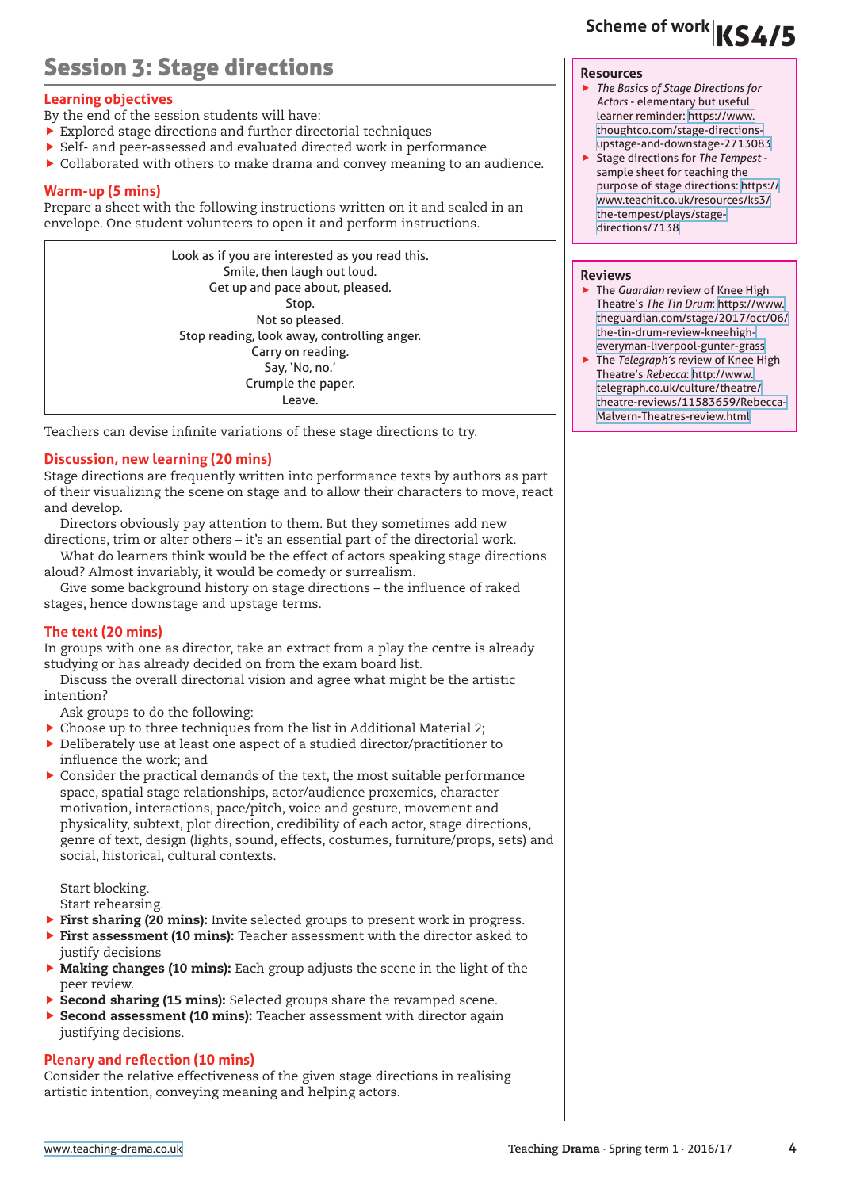# Session 3: Stage directions

## Learning objectives

By the end of the session students will have:

- Explored stage directions and further directorial techniques
- Self- and peer-assessed and evaluated directed work in performance
- Collaborated with others to make drama and convey meaning to an audience.

## Warm-up (5 mins)

Prepare a sheet with the following instructions written on it and sealed in an envelope. One student volunteers to open it and perform instructions.

> Look as if you are interested as you read this.
> Smile, then laugh out loud.
> Get up and pace about, pleased.
> Stop.
> Not so pleased.
> Stop reading, look away, controlling anger.
> Carry on reading.
> Say, 'No, no.'
> Crumple the paper.
> Leave.

Teachers can devise infinite variations of these stage directions to try.

## Discussion, new learning (20 mins)

Stage directions are frequently written into performance texts by authors as part of their visualizing the scene on stage and to allow their characters to move, react and develop.

Directors obviously pay attention to them. But they sometimes add new directions, trim or alter others – it's an essential part of the directorial work.

What do learners think would be the effect of actors speaking stage directions aloud? Almost invariably, it would be comedy or surrealism.

Give some background history on stage directions – the influence of raked stages, hence downstage and upstage terms.

## The text (20 mins)

In groups with one as director, take an extract from a play the centre is already studying or has already decided on from the exam board list.

Discuss the overall directorial vision and agree what might be the artistic intention?

Ask groups to do the following:

- Choose up to three techniques from the list in Additional Material 2;
- Deliberately use at least one aspect of a studied director/practitioner to influence the work; and
- Consider the practical demands of the text, the most suitable performance space, spatial stage relationships, actor/audience proxemics, character motivation, interactions, pace/pitch, voice and gesture, movement and physicality, subtext, plot direction, credibility of each actor, stage directions, genre of text, design (lights, sound, effects, costumes, furniture/props, sets) and social, historical, cultural contexts.

Start blocking.
Start rehearsing.

- **First sharing (20 mins):** Invite selected groups to present work in progress.
- **First assessment (10 mins):** Teacher assessment with the director asked to justify decisions
- **Making changes (10 mins):** Each group adjusts the scene in the light of the peer review.
- **Second sharing (15 mins):** Selected groups share the revamped scene.
- **Second assessment (10 mins):** Teacher assessment with director again justifying decisions.

## Plenary and reflection (10 mins)

Consider the relative effectiveness of the given stage directions in realising artistic intention, conveying meaning and helping actors.

### Resources

- *The Basics of Stage Directions for Actors* - elementary but useful learner reminder: https://www.thoughtco.com/stage-directions-upstage-and-downstage-2713083
- Stage directions for *The Tempest* - sample sheet for teaching the purpose of stage directions: https://www.teachit.co.uk/resources/ks3/the-tempest/plays/stage-directions/7138

### Reviews

- The *Guardian* review of Knee High Theatre's *The Tin Drum*: https://www.theguardian.com/stage/2017/oct/06/the-tin-drum-review-kneehigh-everyman-liverpool-gunter-grass
- The *Telegraph's* review of Knee High Theatre's *Rebecca*: http://www.telegraph.co.uk/culture/theatre/theatre-reviews/11583659/Rebecca-Malvern-Theatres-review.html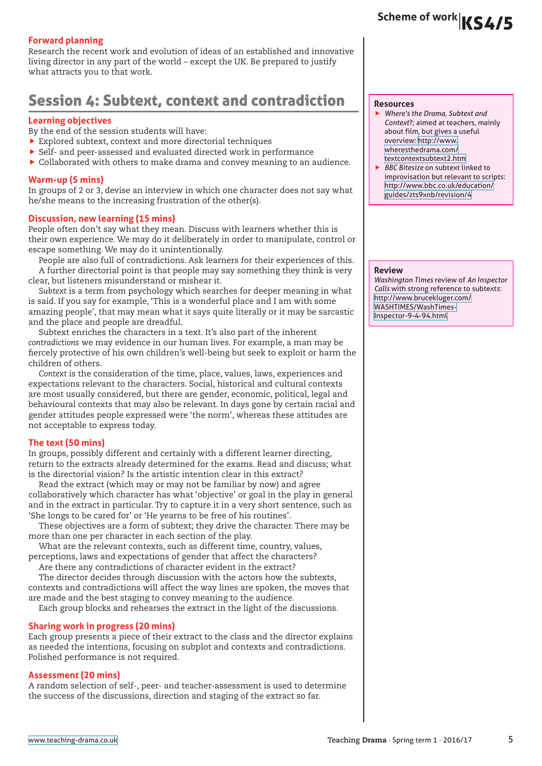## Forward planning

Research the recent work and evolution of ideas of an established and innovative living director in any part of the world – except the UK. Be prepared to justify what attracts you to that work.

# Session 4: Subtext, context and contradiction

### Learning objectives

By the end of the session students will have:

- Explored subtext, context and more directorial techniques
- Self- and peer-assessed and evaluated directed work in performance
- Collaborated with others to make drama and convey meaning to an audience.

### Warm-up (5 mins)

In groups of 2 or 3, devise an interview in which one character does not say what he/she means to the increasing frustration of the other(s).

### Discussion, new learning (15 mins)

People often don't say what they mean. Discuss with learners whether this is their own experience. We may do it deliberately in order to manipulate, control or escape something. We may do it unintentionally.

People are also full of contradictions. Ask learners for their experiences of this.

A further directorial point is that people may say something they think is very clear, but listeners misunderstand or mishear it.

*Subtext* is a term from psychology which searches for deeper meaning in what is said. If you say for example, 'This is a wonderful place and I am with some amazing people', that may mean what it says quite literally or it may be sarcastic and the place and people are dreadful.

Subtext enriches the characters in a text. It's also part of the inherent *contradictions* we may evidence in our human lives. For example, a man may be fiercely protective of his own children's well-being but seek to exploit or harm the children of others.

*Context* is the consideration of the time, place, values, laws, experiences and expectations relevant to the characters. Social, historical and cultural contexts are most usually considered, but there are gender, economic, political, legal and behavioural contexts that may also be relevant. In days gone by certain racial and gender attitudes people expressed were 'the norm', whereas these attitudes are not acceptable to express today.

### The text (50 mins)

In groups, possibly different and certainly with a different learner directing, return to the extracts already determined for the exams. Read and discuss; what is the directorial vision? Is the artistic intention clear in this extract?

Read the extract (which may or may not be familiar by now) and agree collaboratively which character has what 'objective' or goal in the play in general and in the extract in particular. Try to capture it in a very short sentence, such as 'She longs to be cared for' or 'He yearns to be free of his routines'.

These objectives are a form of subtext; they drive the character. There may be more than one per character in each section of the play.

What are the relevant contexts, such as different time, country, values, perceptions, laws and expectations of gender that affect the characters?

Are there any contradictions of character evident in the extract?

The director decides through discussion with the actors how the subtexts, contexts and contradictions will affect the way lines are spoken, the moves that are made and the best staging to convey meaning to the audience.

Each group blocks and rehearses the extract in the light of the discussions.

### Sharing work in progress (20 mins)

Each group presents a piece of their extract to the class and the director explains as needed the intentions, focusing on subplot and contexts and contradictions. Polished performance is not required.

### Assessment (20 mins)

A random selection of self-, peer- and teacher-assessment is used to determine the success of the discussions, direction and staging of the extract so far.

### Resources

- *Where's the Drama, Subtext and Context?*; aimed at teachers, mainly about film, but gives a useful overview: http://www.wheresthedrama.com/textcontextsubtext2.htm
- *BBC Bitesize* on subtext linked to improvisation but relevant to scripts: http://www.bbc.co.uk/education/guides/zts9xnb/revision/4

### Review

*Washington Times* review of *An Inspector Calls* with strong reference to subtexts: http://www.brucekluger.com/WASHTIMES/WashTimes-Inspector-9-4-94.html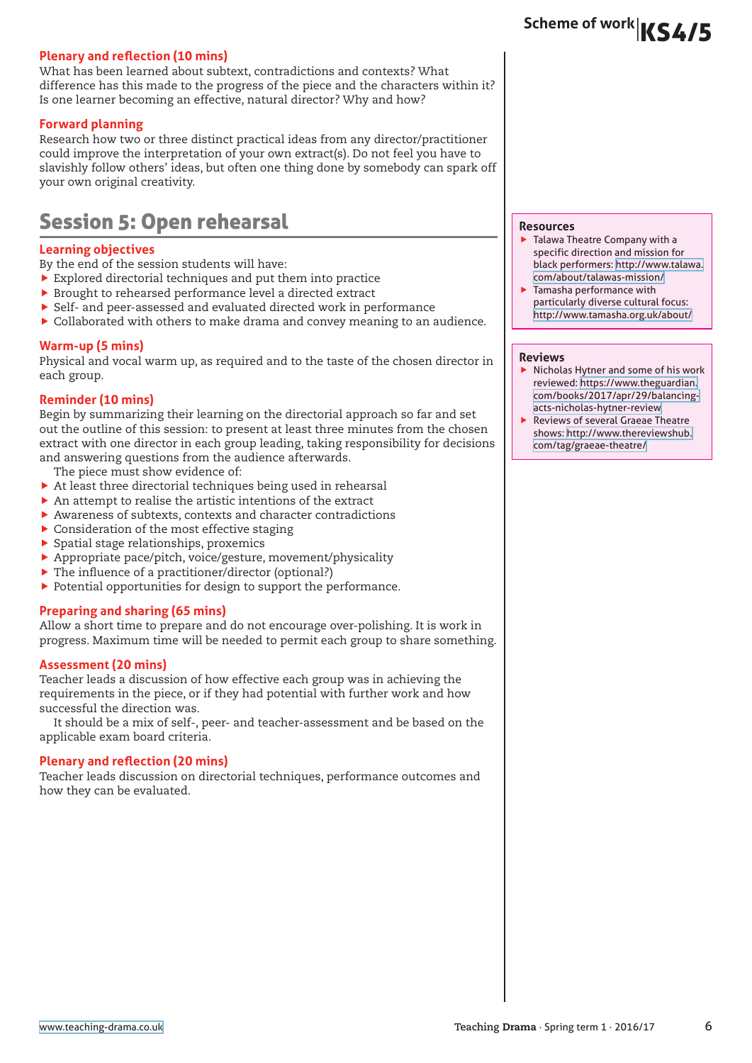#### Plenary and reflection (10 mins)

What has been learned about subtext, contradictions and contexts? What difference has this made to the progress of the piece and the characters within it? Is one learner becoming an effective, natural director? Why and how?

#### Forward planning

Research how two or three distinct practical ideas from any director/practitioner could improve the interpretation of your own extract(s). Do not feel you have to slavishly follow others' ideas, but often one thing done by somebody can spark off your own original creativity.

## Session 5: Open rehearsal

#### Learning objectives

By the end of the session students will have:

- Explored directorial techniques and put them into practice
- Brought to rehearsed performance level a directed extract
- Self- and peer-assessed and evaluated directed work in performance
- Collaborated with others to make drama and convey meaning to an audience.

#### Warm-up (5 mins)

Physical and vocal warm up, as required and to the taste of the chosen director in each group.

#### Reminder (10 mins)

Begin by summarizing their learning on the directorial approach so far and set out the outline of this session: to present at least three minutes from the chosen extract with one director in each group leading, taking responsibility for decisions and answering questions from the audience afterwards.

The piece must show evidence of:

- At least three directorial techniques being used in rehearsal
- An attempt to realise the artistic intentions of the extract
- Awareness of subtexts, contexts and character contradictions
- Consideration of the most effective staging
- Spatial stage relationships, proxemics
- Appropriate pace/pitch, voice/gesture, movement/physicality
- The influence of a practitioner/director (optional?)
- Potential opportunities for design to support the performance.

#### Preparing and sharing (65 mins)

Allow a short time to prepare and do not encourage over-polishing. It is work in progress. Maximum time will be needed to permit each group to share something.

#### Assessment (20 mins)

Teacher leads a discussion of how effective each group was in achieving the requirements in the piece, or if they had potential with further work and how successful the direction was.

It should be a mix of self-, peer- and teacher-assessment and be based on the applicable exam board criteria.

#### Plenary and reflection (20 mins)

Teacher leads discussion on directorial techniques, performance outcomes and how they can be evaluated.

#### Resources

- Talawa Theatre Company with a specific direction and mission for black performers: http://www.talawa.com/about/talawas-mission/
- Tamasha performance with particularly diverse cultural focus: http://www.tamasha.org.uk/about/

#### Reviews

- Nicholas Hytner and some of his work reviewed: https://www.theguardian.com/books/2017/apr/29/balancing-acts-nicholas-hytner-review
- Reviews of several Graeae Theatre shows: http://www.thereviewshub.com/tag/graeae-theatre/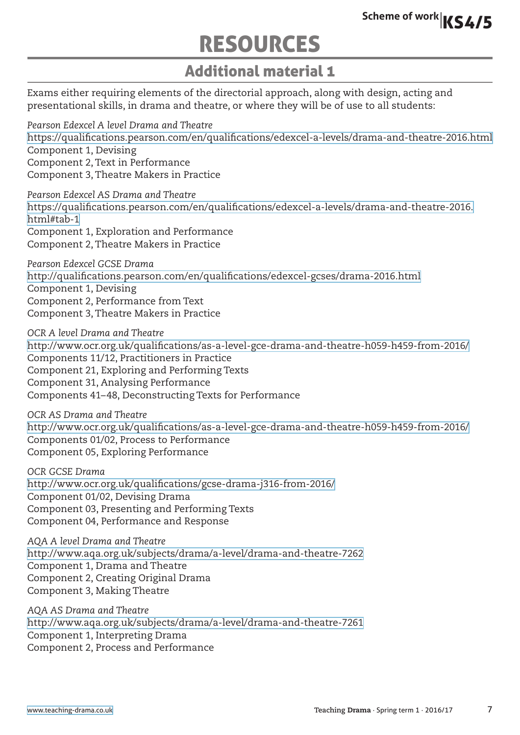# RESOURCES

## Additional material 1

Exams either requiring elements of the directorial approach, along with design, acting and presentational skills, in drama and theatre, or where they will be of use to all students:

*Pearson Edexcel A level Drama and Theatre*
https://qualifications.pearson.com/en/qualifications/edexcel-a-levels/drama-and-theatre-2016.html
Component 1, Devising
Component 2, Text in Performance
Component 3, Theatre Makers in Practice

*Pearson Edexcel AS Drama and Theatre*
https://qualifications.pearson.com/en/qualifications/edexcel-a-levels/drama-and-theatre-2016.html#tab-1
Component 1, Exploration and Performance
Component 2, Theatre Makers in Practice

*Pearson Edexcel GCSE Drama*
http://qualifications.pearson.com/en/qualifications/edexcel-gcses/drama-2016.html
Component 1, Devising
Component 2, Performance from Text
Component 3, Theatre Makers in Practice

*OCR A level Drama and Theatre*
http://www.ocr.org.uk/qualifications/as-a-level-gce-drama-and-theatre-h059-h459-from-2016/
Components 11/12, Practitioners in Practice
Component 21, Exploring and Performing Texts
Component 31, Analysing Performance
Components 41–48, Deconstructing Texts for Performance

*OCR AS Drama and Theatre*
http://www.ocr.org.uk/qualifications/as-a-level-gce-drama-and-theatre-h059-h459-from-2016/
Components 01/02, Process to Performance
Component 05, Exploring Performance

*OCR GCSE Drama*
http://www.ocr.org.uk/qualifications/gcse-drama-j316-from-2016/
Component 01/02, Devising Drama
Component 03, Presenting and Performing Texts
Component 04, Performance and Response

*AQA A level Drama and Theatre*
http://www.aqa.org.uk/subjects/drama/a-level/drama-and-theatre-7262
Component 1, Drama and Theatre
Component 2, Creating Original Drama
Component 3, Making Theatre

*AQA AS Drama and Theatre*
http://www.aqa.org.uk/subjects/drama/a-level/drama-and-theatre-7261
Component 1, Interpreting Drama
Component 2, Process and Performance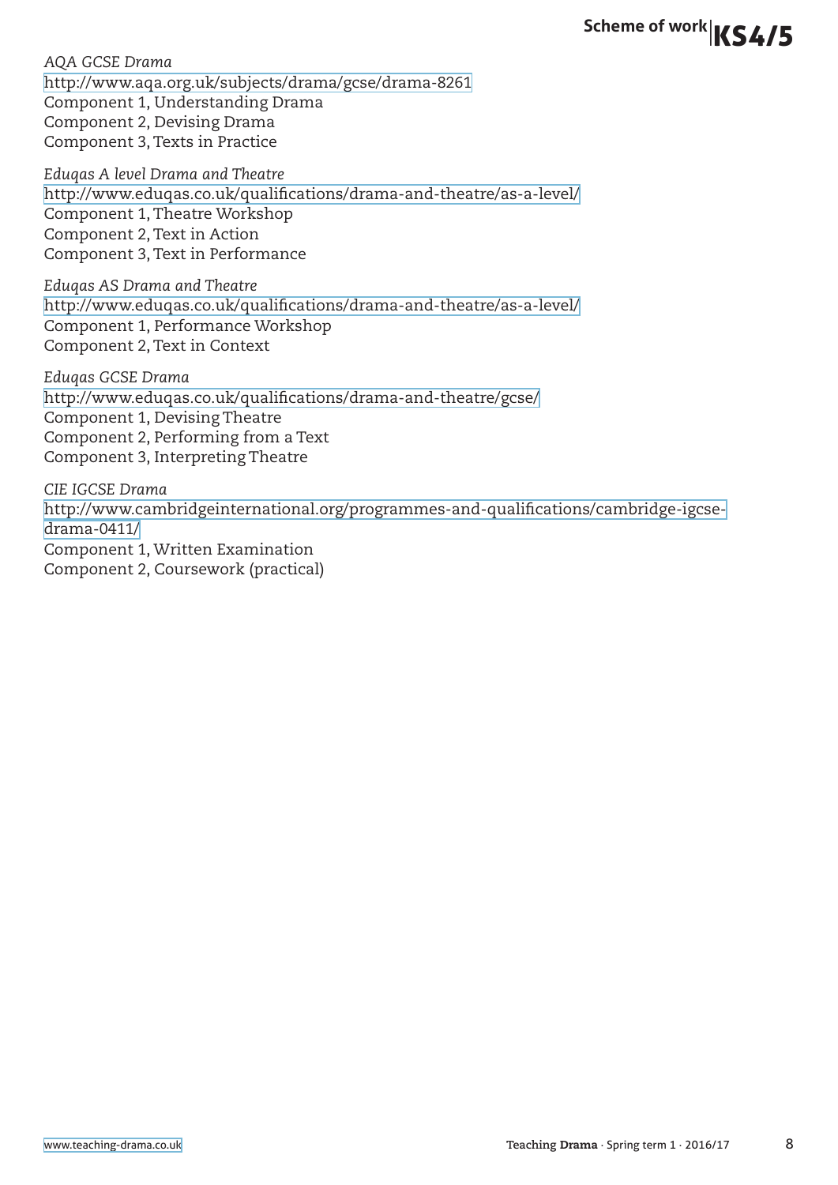*AQA GCSE Drama*
http://www.aqa.org.uk/subjects/drama/gcse/drama-8261
Component 1, Understanding Drama
Component 2, Devising Drama
Component 3, Texts in Practice

*Eduqas A level Drama and Theatre*
http://www.eduqas.co.uk/qualifications/drama-and-theatre/as-a-level/
Component 1, Theatre Workshop
Component 2, Text in Action
Component 3, Text in Performance

*Eduqas AS Drama and Theatre*
http://www.eduqas.co.uk/qualifications/drama-and-theatre/as-a-level/
Component 1, Performance Workshop
Component 2, Text in Context

*Eduqas GCSE Drama*
http://www.eduqas.co.uk/qualifications/drama-and-theatre/gcse/
Component 1, Devising Theatre
Component 2, Performing from a Text
Component 3, Interpreting Theatre

*CIE IGCSE Drama*
http://www.cambridgeinternational.org/programmes-and-qualifications/cambridge-igcse-drama-0411/
Component 1, Written Examination
Component 2, Coursework (practical)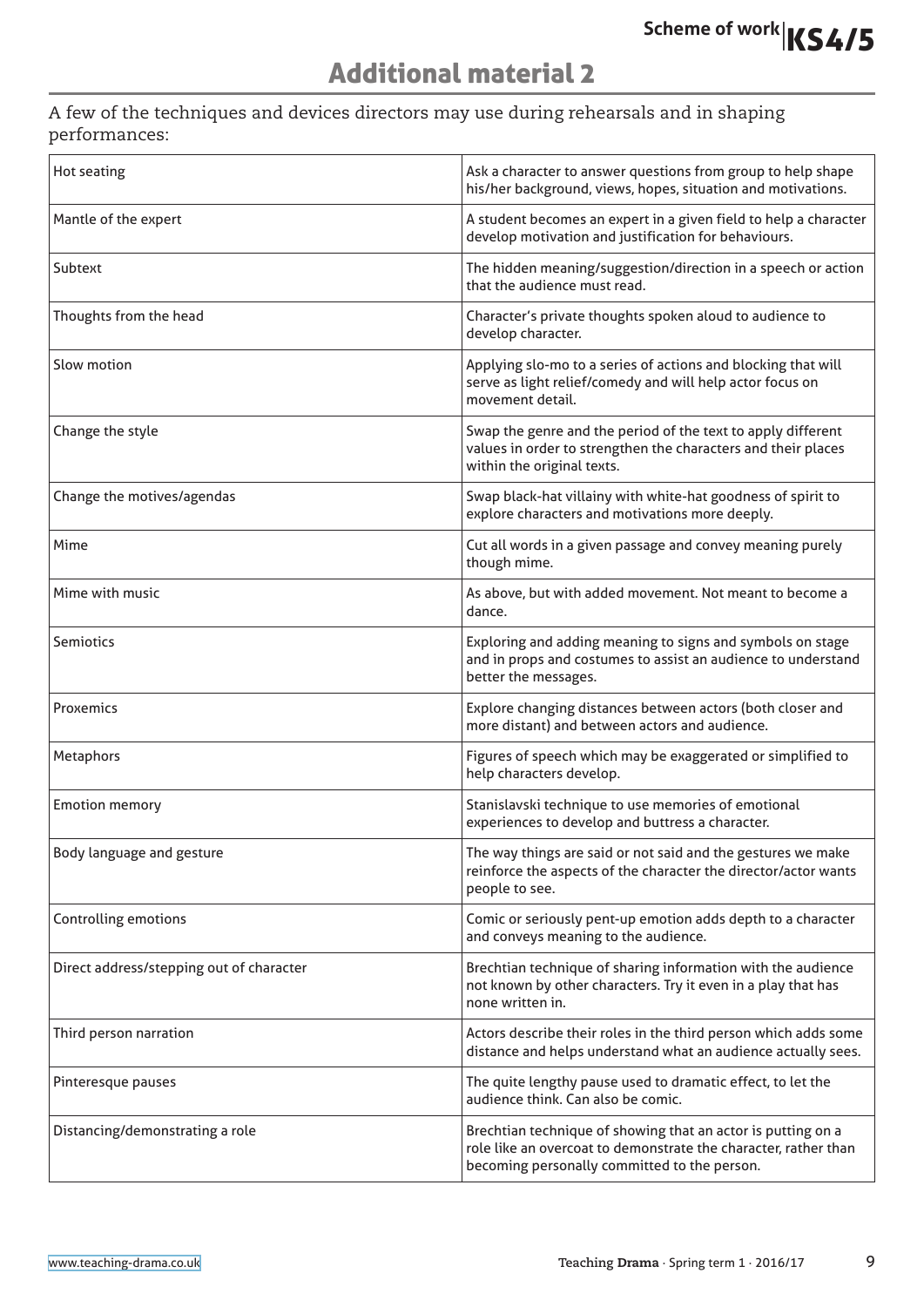## Additional material 2

A few of the techniques and devices directors may use during rehearsals and in shaping performances:

| | |
|---|---|
| Hot seating | Ask a character to answer questions from group to help shape his/her background, views, hopes, situation and motivations. |
| Mantle of the expert | A student becomes an expert in a given field to help a character develop motivation and justification for behaviours. |
| Subtext | The hidden meaning/suggestion/direction in a speech or action that the audience must read. |
| Thoughts from the head | Character's private thoughts spoken aloud to audience to develop character. |
| Slow motion | Applying slo-mo to a series of actions and blocking that will serve as light relief/comedy and will help actor focus on movement detail. |
| Change the style | Swap the genre and the period of the text to apply different values in order to strengthen the characters and their places within the original texts. |
| Change the motives/agendas | Swap black-hat villainy with white-hat goodness of spirit to explore characters and motivations more deeply. |
| Mime | Cut all words in a given passage and convey meaning purely though mime. |
| Mime with music | As above, but with added movement. Not meant to become a dance. |
| Semiotics | Exploring and adding meaning to signs and symbols on stage and in props and costumes to assist an audience to understand better the messages. |
| Proxemics | Explore changing distances between actors (both closer and more distant) and between actors and audience. |
| Metaphors | Figures of speech which may be exaggerated or simplified to help characters develop. |
| Emotion memory | Stanislavski technique to use memories of emotional experiences to develop and buttress a character. |
| Body language and gesture | The way things are said or not said and the gestures we make reinforce the aspects of the character the director/actor wants people to see. |
| Controlling emotions | Comic or seriously pent-up emotion adds depth to a character and conveys meaning to the audience. |
| Direct address/stepping out of character | Brechtian technique of sharing information with the audience not known by other characters. Try it even in a play that has none written in. |
| Third person narration | Actors describe their roles in the third person which adds some distance and helps understand what an audience actually sees. |
| Pinteresque pauses | The quite lengthy pause used to dramatic effect, to let the audience think. Can also be comic. |
| Distancing/demonstrating a role | Brechtian technique of showing that an actor is putting on a role like an overcoat to demonstrate the character, rather than becoming personally committed to the person. |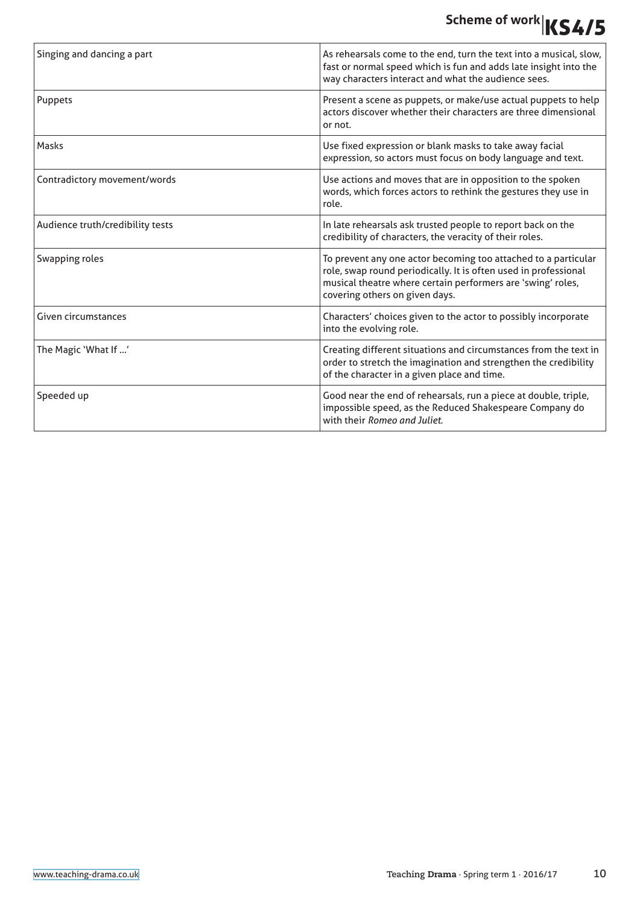| | |
|---|---|
| Singing and dancing a part | As rehearsals come to the end, turn the text into a musical, slow, fast or normal speed which is fun and adds late insight into the way characters interact and what the audience sees. |
| Puppets | Present a scene as puppets, or make/use actual puppets to help actors discover whether their characters are three dimensional or not. |
| Masks | Use fixed expression or blank masks to take away facial expression, so actors must focus on body language and text. |
| Contradictory movement/words | Use actions and moves that are in opposition to the spoken words, which forces actors to rethink the gestures they use in role. |
| Audience truth/credibility tests | In late rehearsals ask trusted people to report back on the credibility of characters, the veracity of their roles. |
| Swapping roles | To prevent any one actor becoming too attached to a particular role, swap round periodically. It is often used in professional musical theatre where certain performers are 'swing' roles, covering others on given days. |
| Given circumstances | Characters' choices given to the actor to possibly incorporate into the evolving role. |
| The Magic 'What If ...' | Creating different situations and circumstances from the text in order to stretch the imagination and strengthen the credibility of the character in a given place and time. |
| Speeded up | Good near the end of rehearsals, run a piece at double, triple, impossible speed, as the Reduced Shakespeare Company do with their *Romeo and Juliet.* |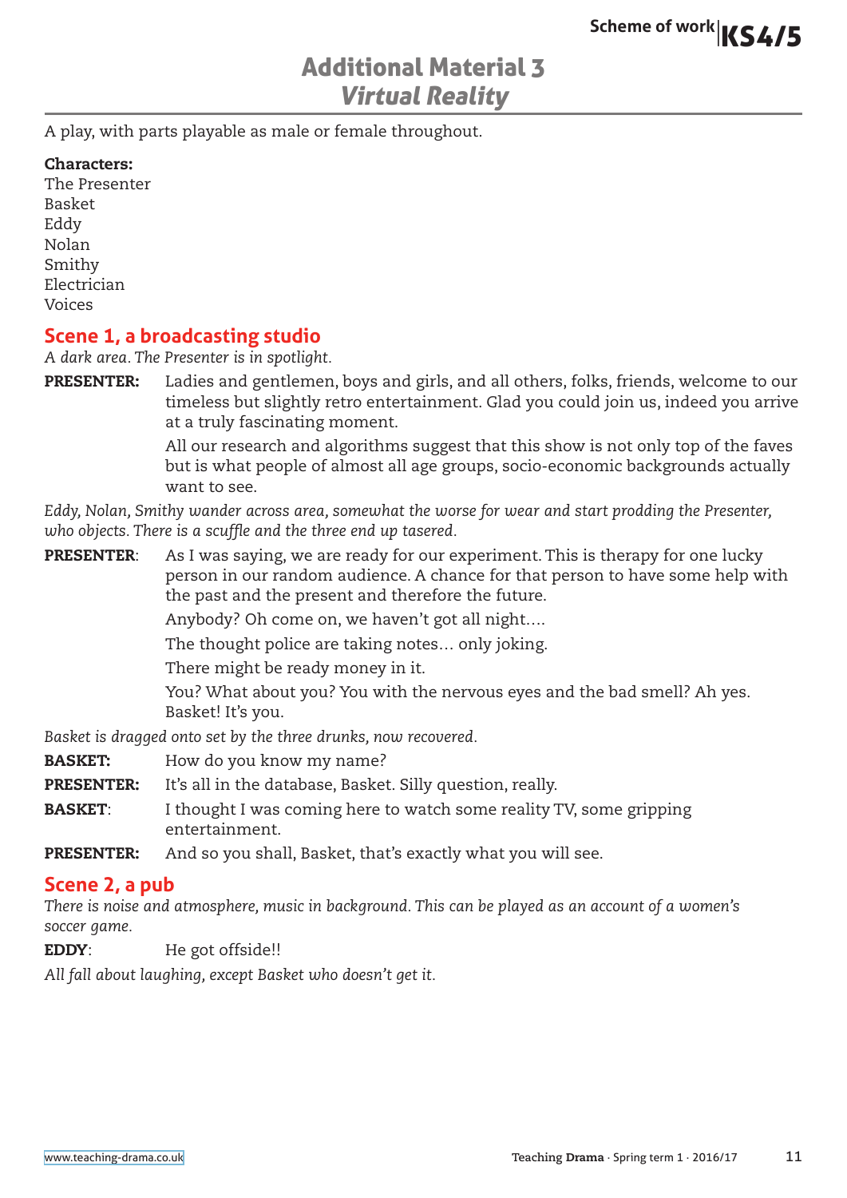# Additional Material 3
## *Virtual Reality*

A play, with parts playable as male or female throughout.

**Characters:**
The Presenter
Basket
Eddy
Nolan
Smithy
Electrician
Voices

### Scene 1, a broadcasting studio

*A dark area. The Presenter is in spotlight.*

**PRESENTER:** Ladies and gentlemen, boys and girls, and all others, folks, friends, welcome to our timeless but slightly retro entertainment. Glad you could join us, indeed you arrive at a truly fascinating moment.

All our research and algorithms suggest that this show is not only top of the faves but is what people of almost all age groups, socio-economic backgrounds actually want to see.

*Eddy, Nolan, Smithy wander across area, somewhat the worse for wear and start prodding the Presenter, who objects. There is a scuffle and the three end up tasered.*

**PRESENTER**: As I was saying, we are ready for our experiment. This is therapy for one lucky person in our random audience. A chance for that person to have some help with the past and the present and therefore the future.

Anybody? Oh come on, we haven't got all night….

The thought police are taking notes… only joking.

There might be ready money in it.

You? What about you? You with the nervous eyes and the bad smell? Ah yes. Basket! It's you.

*Basket is dragged onto set by the three drunks, now recovered.*

**BASKET:** How do you know my name?

**PRESENTER:** It's all in the database, Basket. Silly question, really.

**BASKET**: I thought I was coming here to watch some reality TV, some gripping entertainment.

**PRESENTER:** And so you shall, Basket, that's exactly what you will see.

### Scene 2, a pub

*There is noise and atmosphere, music in background. This can be played as an account of a women's soccer game.*

**EDDY**: He got offside!!

*All fall about laughing, except Basket who doesn't get it.*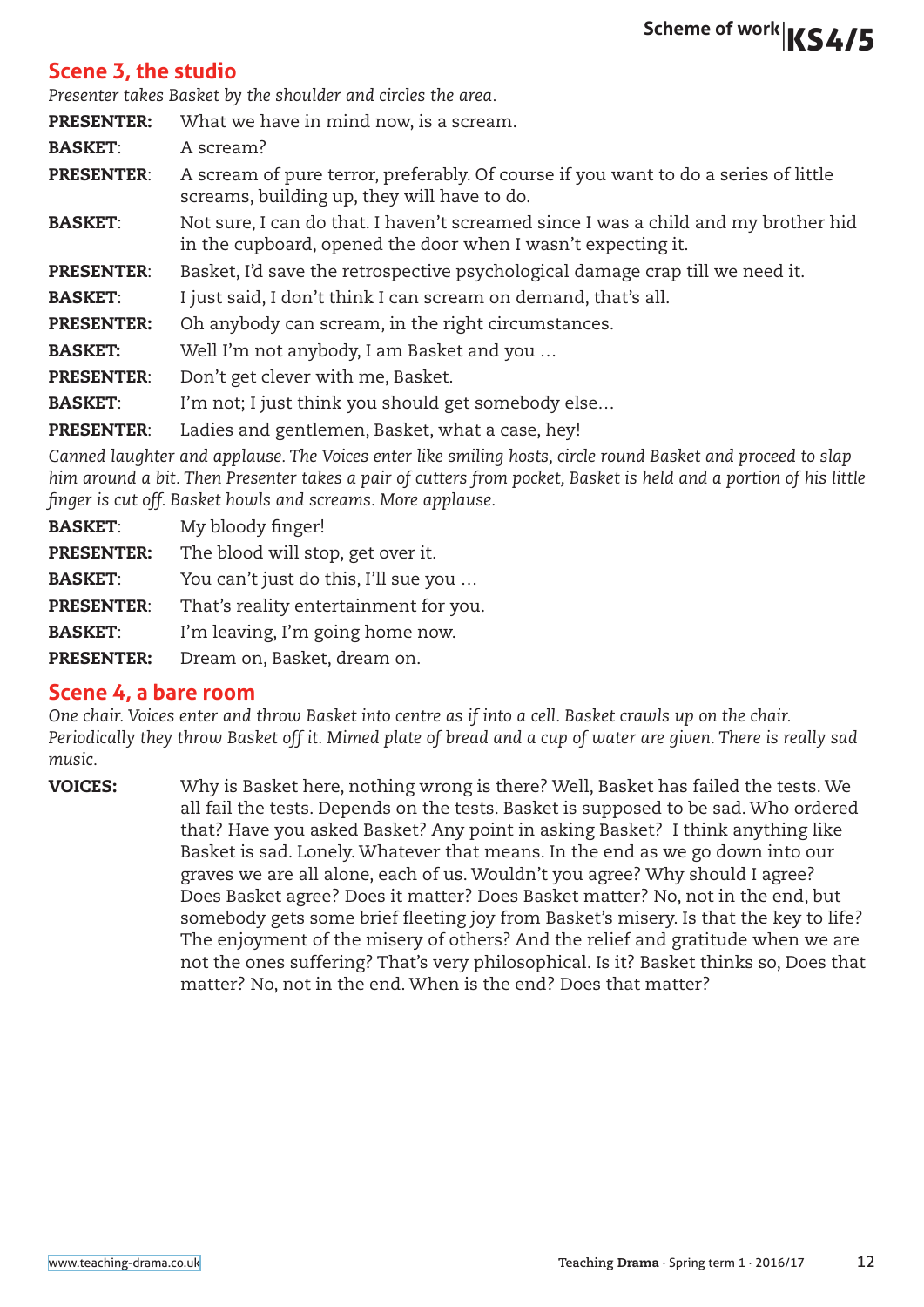## Scene 3, the studio

*Presenter takes Basket by the shoulder and circles the area.*

**PRESENTER:** What we have in mind now, is a scream.

**BASKET**: A scream?

**PRESENTER**: A scream of pure terror, preferably. Of course if you want to do a series of little screams, building up, they will have to do.

**BASKET**: Not sure, I can do that. I haven't screamed since I was a child and my brother hid in the cupboard, opened the door when I wasn't expecting it.

**PRESENTER**: Basket, I'd save the retrospective psychological damage crap till we need it.

**BASKET**: I just said, I don't think I can scream on demand, that's all.

**PRESENTER:** Oh anybody can scream, in the right circumstances.

**BASKET:** Well I'm not anybody, I am Basket and you …

**PRESENTER**: Don't get clever with me, Basket.

**BASKET**: I'm not; I just think you should get somebody else…

**PRESENTER**: Ladies and gentlemen, Basket, what a case, hey!

*Canned laughter and applause. The Voices enter like smiling hosts, circle round Basket and proceed to slap him around a bit. Then Presenter takes a pair of cutters from pocket, Basket is held and a portion of his little finger is cut off. Basket howls and screams. More applause.*

**BASKET**: My bloody finger!

**PRESENTER:** The blood will stop, get over it.

**BASKET**: You can't just do this, I'll sue you …

**PRESENTER**: That's reality entertainment for you.

**BASKET**: I'm leaving, I'm going home now.

**PRESENTER:** Dream on, Basket, dream on.

## Scene 4, a bare room

*One chair. Voices enter and throw Basket into centre as if into a cell. Basket crawls up on the chair. Periodically they throw Basket off it. Mimed plate of bread and a cup of water are given. There is really sad music.*

**VOICES:** Why is Basket here, nothing wrong is there? Well, Basket has failed the tests. We all fail the tests. Depends on the tests. Basket is supposed to be sad. Who ordered that? Have you asked Basket? Any point in asking Basket? I think anything like Basket is sad. Lonely. Whatever that means. In the end as we go down into our graves we are all alone, each of us. Wouldn't you agree? Why should I agree? Does Basket agree? Does it matter? Does Basket matter? No, not in the end, but somebody gets some brief fleeting joy from Basket's misery. Is that the key to life? The enjoyment of the misery of others? And the relief and gratitude when we are not the ones suffering? That's very philosophical. Is it? Basket thinks so, Does that matter? No, not in the end. When is the end? Does that matter?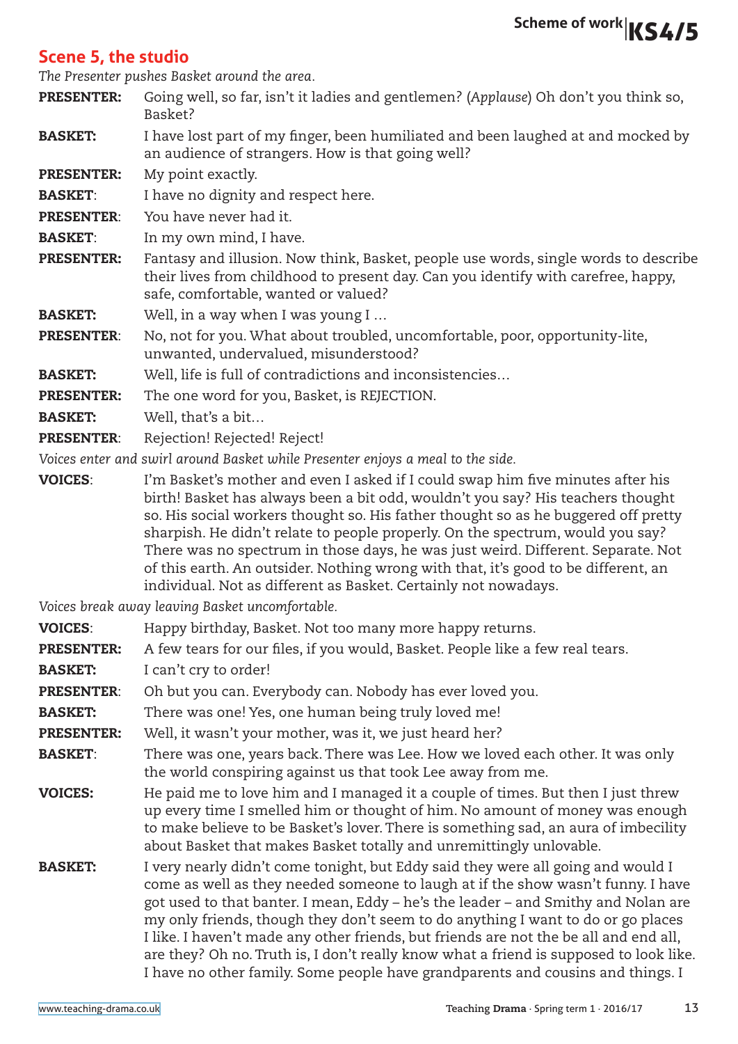## Scene 5, the studio

*The Presenter pushes Basket around the area.*

**PRESENTER:** Going well, so far, isn't it ladies and gentlemen? (*Applause*) Oh don't you think so, Basket?

**BASKET:** I have lost part of my finger, been humiliated and been laughed at and mocked by an audience of strangers. How is that going well?

**PRESENTER:** My point exactly.

**BASKET**: I have no dignity and respect here.

**PRESENTER**: You have never had it.

**BASKET**: In my own mind, I have.

**PRESENTER:** Fantasy and illusion. Now think, Basket, people use words, single words to describe their lives from childhood to present day. Can you identify with carefree, happy, safe, comfortable, wanted or valued?

**BASKET:** Well, in a way when I was young I …

**PRESENTER**: No, not for you. What about troubled, uncomfortable, poor, opportunity-lite, unwanted, undervalued, misunderstood?

**BASKET:** Well, life is full of contradictions and inconsistencies…

**PRESENTER:** The one word for you, Basket, is REJECTION.

**BASKET:** Well, that's a bit…

**PRESENTER**: Rejection! Rejected! Reject!

*Voices enter and swirl around Basket while Presenter enjoys a meal to the side.*

**VOICES**: I'm Basket's mother and even I asked if I could swap him five minutes after his birth! Basket has always been a bit odd, wouldn't you say? His teachers thought so. His social workers thought so. His father thought so as he buggered off pretty sharpish. He didn't relate to people properly. On the spectrum, would you say? There was no spectrum in those days, he was just weird. Different. Separate. Not of this earth. An outsider. Nothing wrong with that, it's good to be different, an individual. Not as different as Basket. Certainly not nowadays.

*Voices break away leaving Basket uncomfortable.*

**VOICES**: Happy birthday, Basket. Not too many more happy returns.

**PRESENTER:** A few tears for our files, if you would, Basket. People like a few real tears.

**BASKET:** I can't cry to order!

**PRESENTER**: Oh but you can. Everybody can. Nobody has ever loved you.

**BASKET:** There was one! Yes, one human being truly loved me!

**PRESENTER:** Well, it wasn't your mother, was it, we just heard her?

**BASKET**: There was one, years back. There was Lee. How we loved each other. It was only the world conspiring against us that took Lee away from me.

**VOICES:** He paid me to love him and I managed it a couple of times. But then I just threw up every time I smelled him or thought of him. No amount of money was enough to make believe to be Basket's lover. There is something sad, an aura of imbecility about Basket that makes Basket totally and unremittingly unlovable.

**BASKET:** I very nearly didn't come tonight, but Eddy said they were all going and would I come as well as they needed someone to laugh at if the show wasn't funny. I have got used to that banter. I mean, Eddy – he's the leader – and Smithy and Nolan are my only friends, though they don't seem to do anything I want to do or go places I like. I haven't made any other friends, but friends are not the be all and end all, are they? Oh no. Truth is, I don't really know what a friend is supposed to look like. I have no other family. Some people have grandparents and cousins and things. I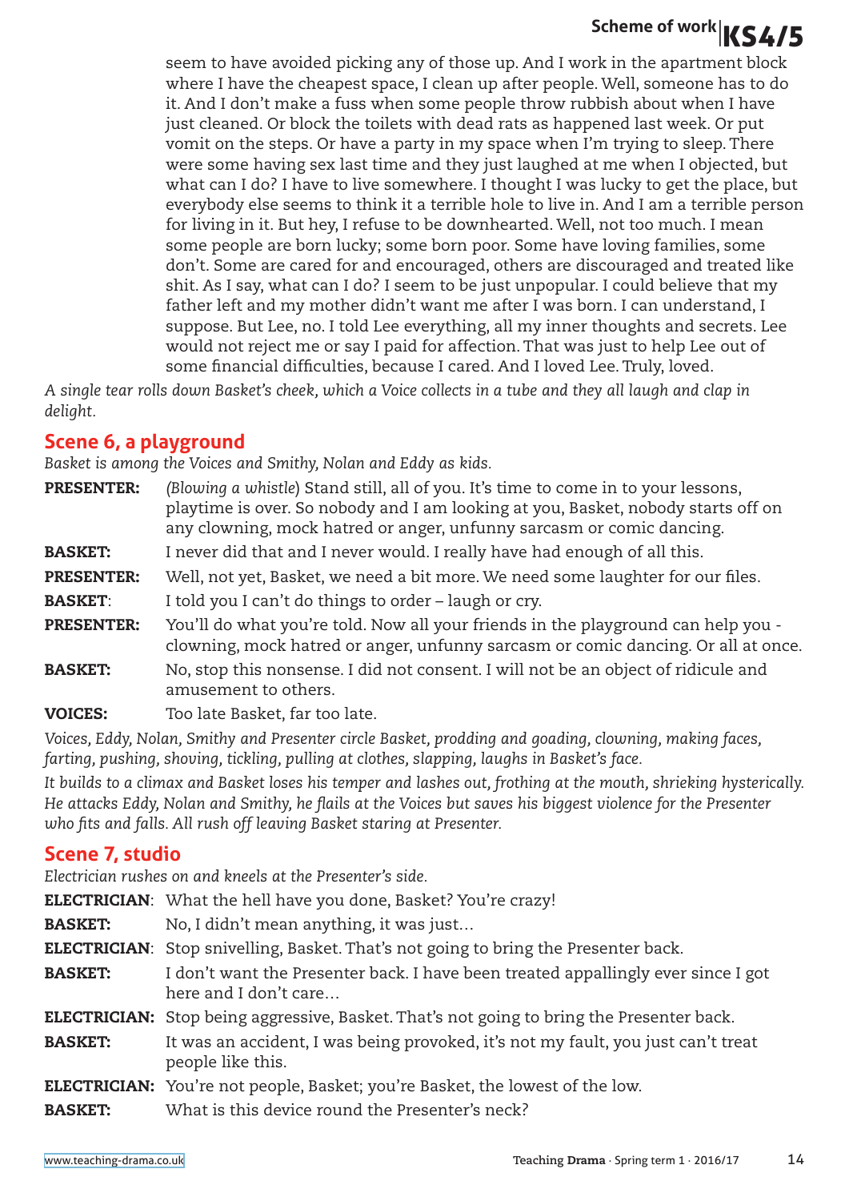seem to have avoided picking any of those up. And I work in the apartment block where I have the cheapest space, I clean up after people. Well, someone has to do it. And I don't make a fuss when some people throw rubbish about when I have just cleaned. Or block the toilets with dead rats as happened last week. Or put vomit on the steps. Or have a party in my space when I'm trying to sleep. There were some having sex last time and they just laughed at me when I objected, but what can I do? I have to live somewhere. I thought I was lucky to get the place, but everybody else seems to think it a terrible hole to live in. And I am a terrible person for living in it. But hey, I refuse to be downhearted. Well, not too much. I mean some people are born lucky; some born poor. Some have loving families, some don't. Some are cared for and encouraged, others are discouraged and treated like shit. As I say, what can I do? I seem to be just unpopular. I could believe that my father left and my mother didn't want me after I was born. I can understand, I suppose. But Lee, no. I told Lee everything, all my inner thoughts and secrets. Lee would not reject me or say I paid for affection. That was just to help Lee out of some financial difficulties, because I cared. And I loved Lee. Truly, loved.

*A single tear rolls down Basket's cheek, which a Voice collects in a tube and they all laugh and clap in delight.*

## Scene 6, a playground

*Basket is among the Voices and Smithy, Nolan and Eddy as kids.*

**PRESENTER:** *(Blowing a whistle)* Stand still, all of you. It's time to come in to your lessons, playtime is over. So nobody and I am looking at you, Basket, nobody starts off on any clowning, mock hatred or anger, unfunny sarcasm or comic dancing.

**BASKET:** I never did that and I never would. I really have had enough of all this.

**PRESENTER:** Well, not yet, Basket, we need a bit more. We need some laughter for our files.

**BASKET**: I told you I can't do things to order – laugh or cry.

**PRESENTER:** You'll do what you're told. Now all your friends in the playground can help you - clowning, mock hatred or anger, unfunny sarcasm or comic dancing. Or all at once.

**BASKET:** No, stop this nonsense. I did not consent. I will not be an object of ridicule and amusement to others.

**VOICES:** Too late Basket, far too late.

*Voices, Eddy, Nolan, Smithy and Presenter circle Basket, prodding and goading, clowning, making faces, farting, pushing, shoving, tickling, pulling at clothes, slapping, laughs in Basket's face.*

*It builds to a climax and Basket loses his temper and lashes out, frothing at the mouth, shrieking hysterically. He attacks Eddy, Nolan and Smithy, he flails at the Voices but saves his biggest violence for the Presenter who fits and falls. All rush off leaving Basket staring at Presenter.*

## Scene 7, studio

*Electrician rushes on and kneels at the Presenter's side.*

**ELECTRICIAN**: What the hell have you done, Basket? You're crazy!

**BASKET:** No, I didn't mean anything, it was just…

**ELECTRICIAN**: Stop snivelling, Basket. That's not going to bring the Presenter back.

**BASKET:** I don't want the Presenter back. I have been treated appallingly ever since I got here and I don't care…

**ELECTRICIAN:** Stop being aggressive, Basket. That's not going to bring the Presenter back.

**BASKET:** It was an accident, I was being provoked, it's not my fault, you just can't treat people like this.

**ELECTRICIAN:** You're not people, Basket; you're Basket, the lowest of the low.

**BASKET:** What is this device round the Presenter's neck?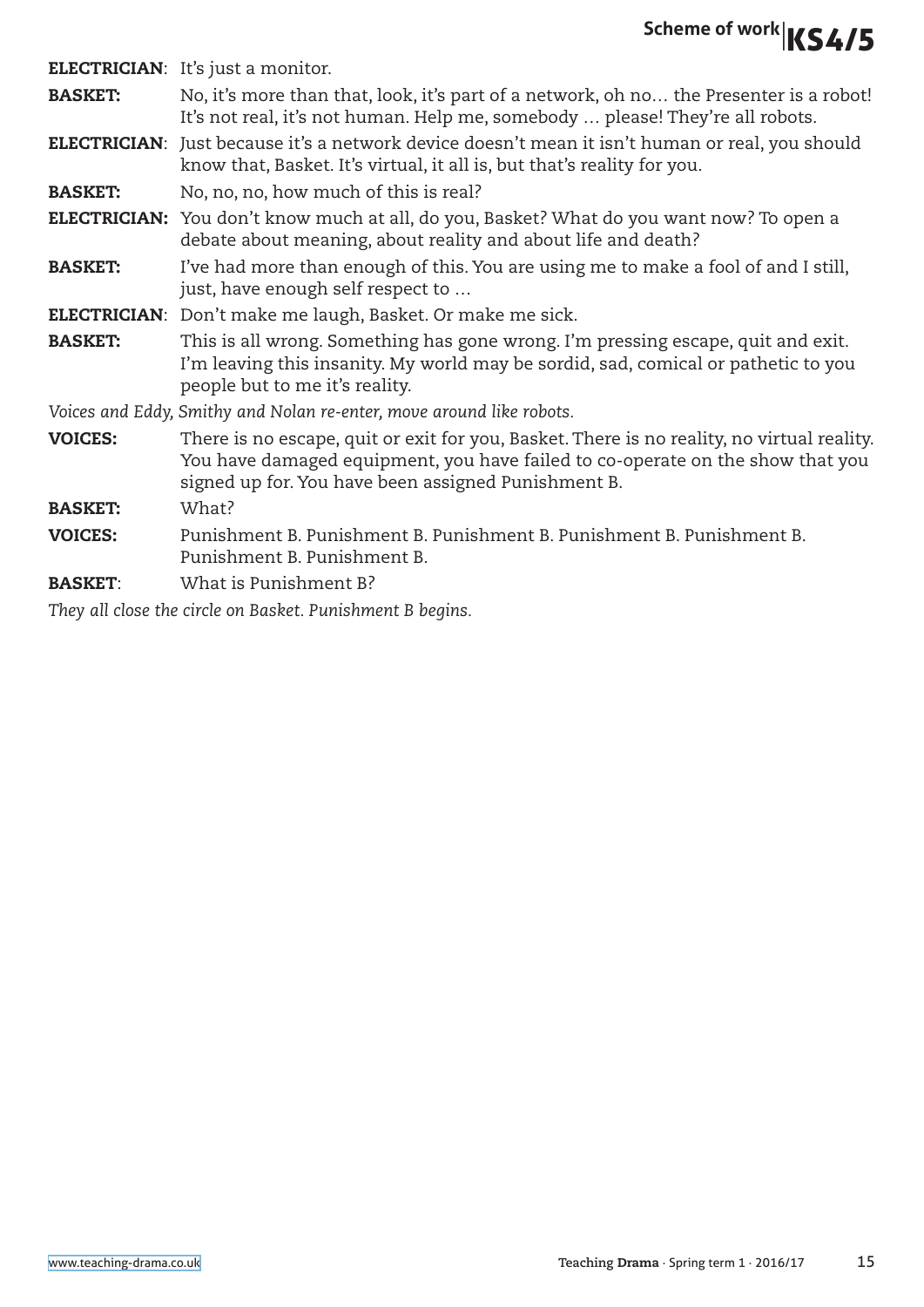**ELECTRICIAN**: It's just a monitor.

**BASKET:** No, it's more than that, look, it's part of a network, oh no… the Presenter is a robot! It's not real, it's not human. Help me, somebody … please! They're all robots.

**ELECTRICIAN**: Just because it's a network device doesn't mean it isn't human or real, you should know that, Basket. It's virtual, it all is, but that's reality for you.

**BASKET:** No, no, no, how much of this is real?

**ELECTRICIAN:** You don't know much at all, do you, Basket? What do you want now? To open a debate about meaning, about reality and about life and death?

**BASKET:** I've had more than enough of this. You are using me to make a fool of and I still, just, have enough self respect to …

**ELECTRICIAN**: Don't make me laugh, Basket. Or make me sick.

**BASKET:** This is all wrong. Something has gone wrong. I'm pressing escape, quit and exit. I'm leaving this insanity. My world may be sordid, sad, comical or pathetic to you people but to me it's reality.

*Voices and Eddy, Smithy and Nolan re-enter, move around like robots.*

**VOICES:** There is no escape, quit or exit for you, Basket. There is no reality, no virtual reality. You have damaged equipment, you have failed to co-operate on the show that you signed up for. You have been assigned Punishment B.

**BASKET:** What?

**VOICES:** Punishment B. Punishment B. Punishment B. Punishment B. Punishment B. Punishment B. Punishment B.

**BASKET**: What is Punishment B?

*They all close the circle on Basket. Punishment B begins.*